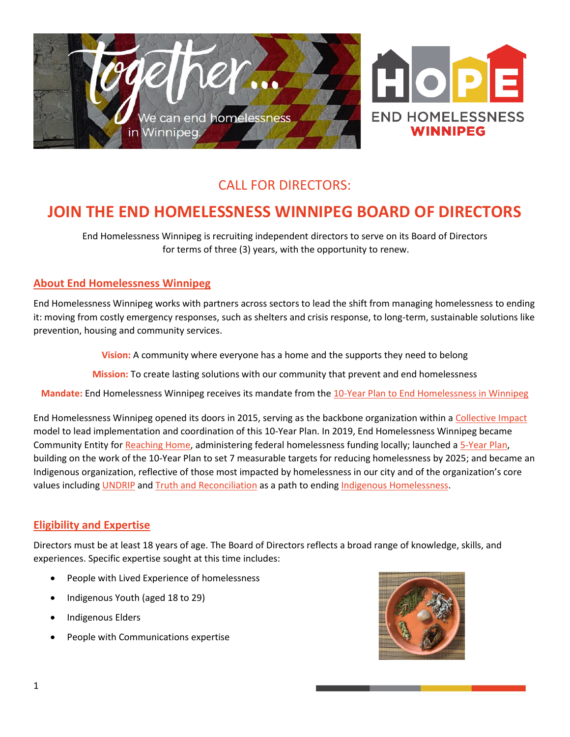# CALL FOR DIRECTORS:

# JOIN THE END HOMELESSNESS WINNIPEG BOARD OF DIRECTORS

End Homelessness Winnipeg is recruiting independent directors to serve on its Board of Directors for terms of three (3) years, with the opportunity to renew.

## About End Homelessness Winnipeg

End Homelessness Winnipeg works with partners across sectors to lead the shift from managing homelessness to ending it: moving from costly emergency responses, such as shelters and crisis response, to long-term, sustainable solutions like prevention, housing and community services.

**Vision:** A community where everyone has a home and the supports they need to belong

**Mission:** To create lasting solutions with our community that prevent and end homelessness

**Mandate:** End Homelessness Winnipeg receives its mandate from the 10-Year Plan to End Homelessness in Winnipeg

End Homelessness Winnipeg opened its doors in 2015, serving as the backbone organization within a Collective Impact model to lead implementation and coordination of this 10-Year Plan. In 2019, End Homelessness Winnipeg became Community Entity for Reaching Home, administering federal homelessness funding locally; launched a 5-Year Plan, building on the work of the 10-Year Plan to set 7 measurable targets for reducing homelessness by 2025; and became an Indigenous organization, reflective of those most impacted by homelessness in our city and of the organization's core values including UNDRIP and Truth and Reconciliation as a path to ending Indigenous Homelessness.

## Eligibility and Expertise

Directors must be at least 18 years of age. The Board of Directors reflects a broad range of knowledge, skills, and experiences. Specific expertise sought at this time includes:

- People with Lived Experience of homelessness
- Indigenous Youth (aged 18 to 29)
- Indigenous Elders
- People with Communications expertise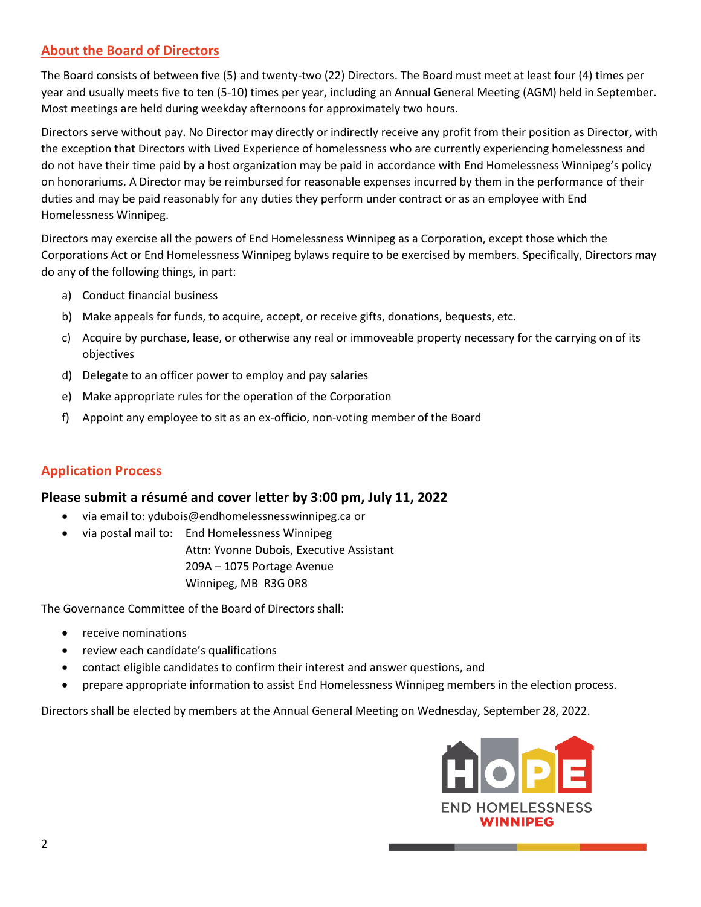## About the Board of Directors

The Board consists of between five (5) and twenty-two (22) Directors. The Board must meet at least four (4) times per year and usually meets five to ten (5-10) times per year, including an Annual General Meeting (AGM) held in September. Most meetings are held during weekday afternoons for approximately two hours.

Directors serve without pay. No Director may directly or indirectly receive any profit from their position as Director, with the exception that Directors with Lived Experience of homelessness who are currently experiencing homelessness and do not have their time paid by a host organization may be paid in accordance with End Homelessness Winnipeg's policy on honorariums. A Director may be reimbursed for reasonable expenses incurred by them in the performance of their duties and may be paid reasonably for any duties they perform under contract or as an employee with End Homelessness Winnipeg.

Directors may exercise all the powers of End Homelessness Winnipeg as a Corporation, except those which the Corporations Act or End Homelessness Winnipeg bylaws require to be exercised by members. Specifically, Directors may do any of the following things, in part:

a) Conduct financial business
b) Make appeals for funds, to acquire, accept, or receive gifts, donations, bequests, etc.
c) Acquire by purchase, lease, or otherwise any real or immoveable property necessary for the carrying on of its objectives
d) Delegate to an officer power to employ and pay salaries
e) Make appropriate rules for the operation of the Corporation
f) Appoint any employee to sit as an ex-officio, non-voting member of the Board

## Application Process

### Please submit a résumé and cover letter by 3:00 pm, July 11, 2022

- via email to: ydubois@endhomelessnesswinnipeg.ca or
- via postal mail to: End Homelessness Winnipeg
  Attn: Yvonne Dubois, Executive Assistant
  209A – 1075 Portage Avenue
  Winnipeg, MB R3G 0R8

The Governance Committee of the Board of Directors shall:

- receive nominations
- review each candidate's qualifications
- contact eligible candidates to confirm their interest and answer questions, and
- prepare appropriate information to assist End Homelessness Winnipeg members in the election process.

Directors shall be elected by members at the Annual General Meeting on Wednesday, September 28, 2022.

HOPE
END HOMELESSNESS
WINNIPEG